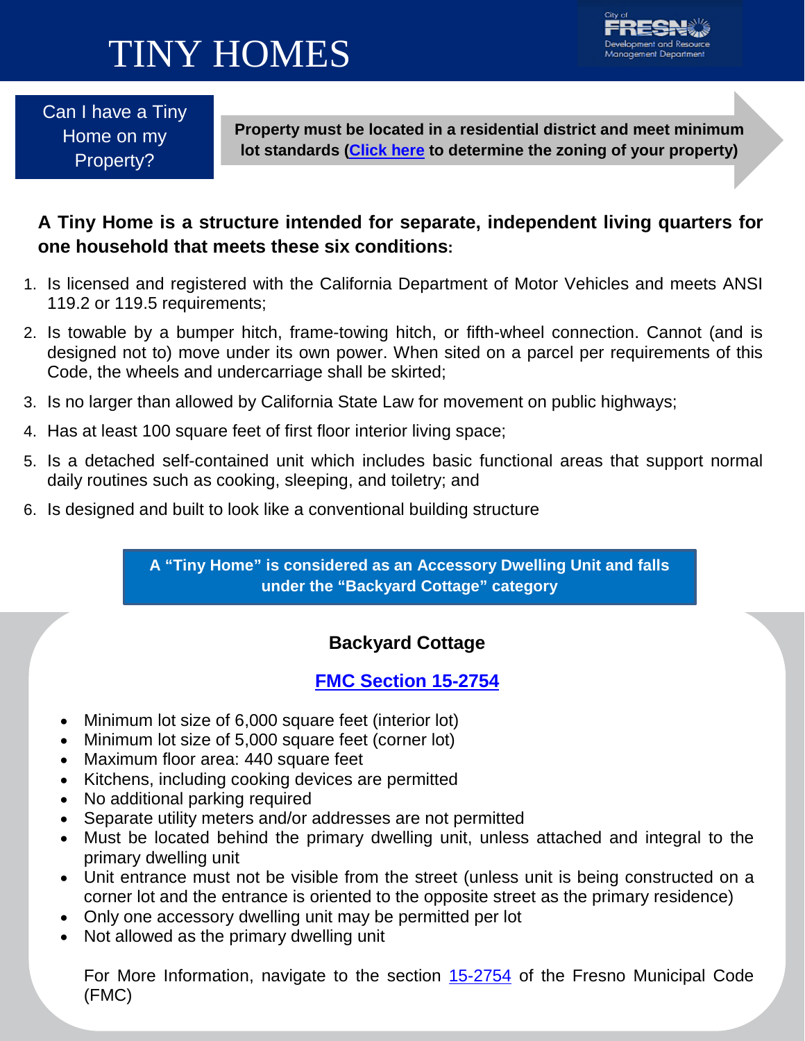# TINY HOMES

City of FRESNO Development and Resource Management Department

**Can I have a Tiny Home on my Property?**

**Property must be located in a residential district and meet minimum lot standards ([Click here]() to determine the zoning of your property)**

**A Tiny Home is a structure intended for separate, independent living quarters for one household that meets these six conditions:**

1. Is licensed and registered with the California Department of Motor Vehicles and meets ANSI 119.2 or 119.5 requirements;
2. Is towable by a bumper hitch, frame-towing hitch, or fifth-wheel connection. Cannot (and is designed not to) move under its own power. When sited on a parcel per requirements of this Code, the wheels and undercarriage shall be skirted;
3. Is no larger than allowed by California State Law for movement on public highways;
4. Has at least 100 square feet of first floor interior living space;
5. Is a detached self-contained unit which includes basic functional areas that support normal daily routines such as cooking, sleeping, and toiletry; and
6. Is designed and built to look like a conventional building structure

**A "Tiny Home" is considered as an Accessory Dwelling Unit and falls under the "Backyard Cottage" category**

## Backyard Cottage

### [FMC Section 15-2754]()

- Minimum lot size of 6,000 square feet (interior lot)
- Minimum lot size of 5,000 square feet (corner lot)
- Maximum floor area: 440 square feet
- Kitchens, including cooking devices are permitted
- No additional parking required
- Separate utility meters and/or addresses are not permitted
- Must be located behind the primary dwelling unit, unless attached and integral to the primary dwelling unit
- Unit entrance must not be visible from the street (unless unit is being constructed on a corner lot and the entrance is oriented to the opposite street as the primary residence)
- Only one accessory dwelling unit may be permitted per lot
- Not allowed as the primary dwelling unit

For More Information, navigate to the section [15-2754]() of the Fresno Municipal Code (FMC)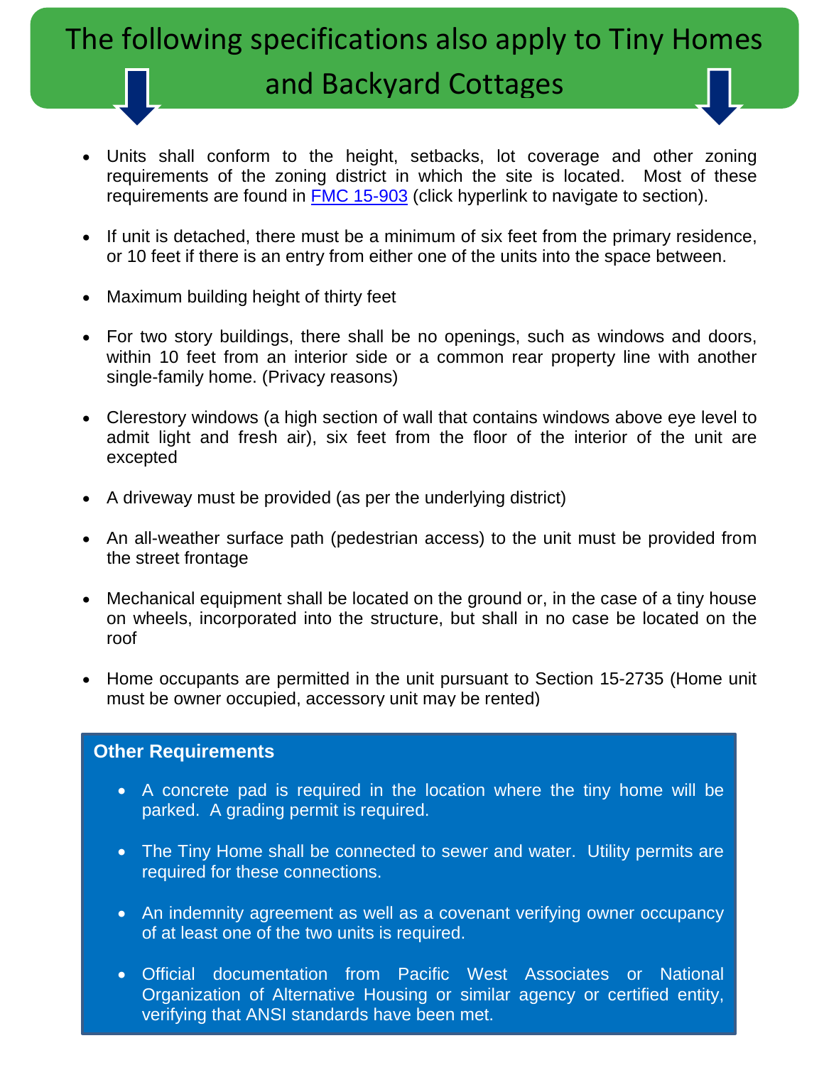# The following specifications also apply to Tiny Homes and Backyard Cottages

- Units shall conform to the height, setbacks, lot coverage and other zoning requirements of the zoning district in which the site is located. Most of these requirements are found in [FMC 15-903](#) (click hyperlink to navigate to section).
- If unit is detached, there must be a minimum of six feet from the primary residence, or 10 feet if there is an entry from either one of the units into the space between.
- Maximum building height of thirty feet
- For two story buildings, there shall be no openings, such as windows and doors, within 10 feet from an interior side or a common rear property line with another single-family home. (Privacy reasons)
- Clerestory windows (a high section of wall that contains windows above eye level to admit light and fresh air), six feet from the floor of the interior of the unit are excepted
- A driveway must be provided (as per the underlying district)
- An all-weather surface path (pedestrian access) to the unit must be provided from the street frontage
- Mechanical equipment shall be located on the ground or, in the case of a tiny house on wheels, incorporated into the structure, but shall in no case be located on the roof
- Home occupants are permitted in the unit pursuant to Section 15-2735 (Home unit must be owner occupied, accessory unit may be rented)

**Other Requirements**

- A concrete pad is required in the location where the tiny home will be parked. A grading permit is required.
- The Tiny Home shall be connected to sewer and water. Utility permits are required for these connections.
- An indemnity agreement as well as a covenant verifying owner occupancy of at least one of the two units is required.
- Official documentation from Pacific West Associates or National Organization of Alternative Housing or similar agency or certified entity, verifying that ANSI standards have been met.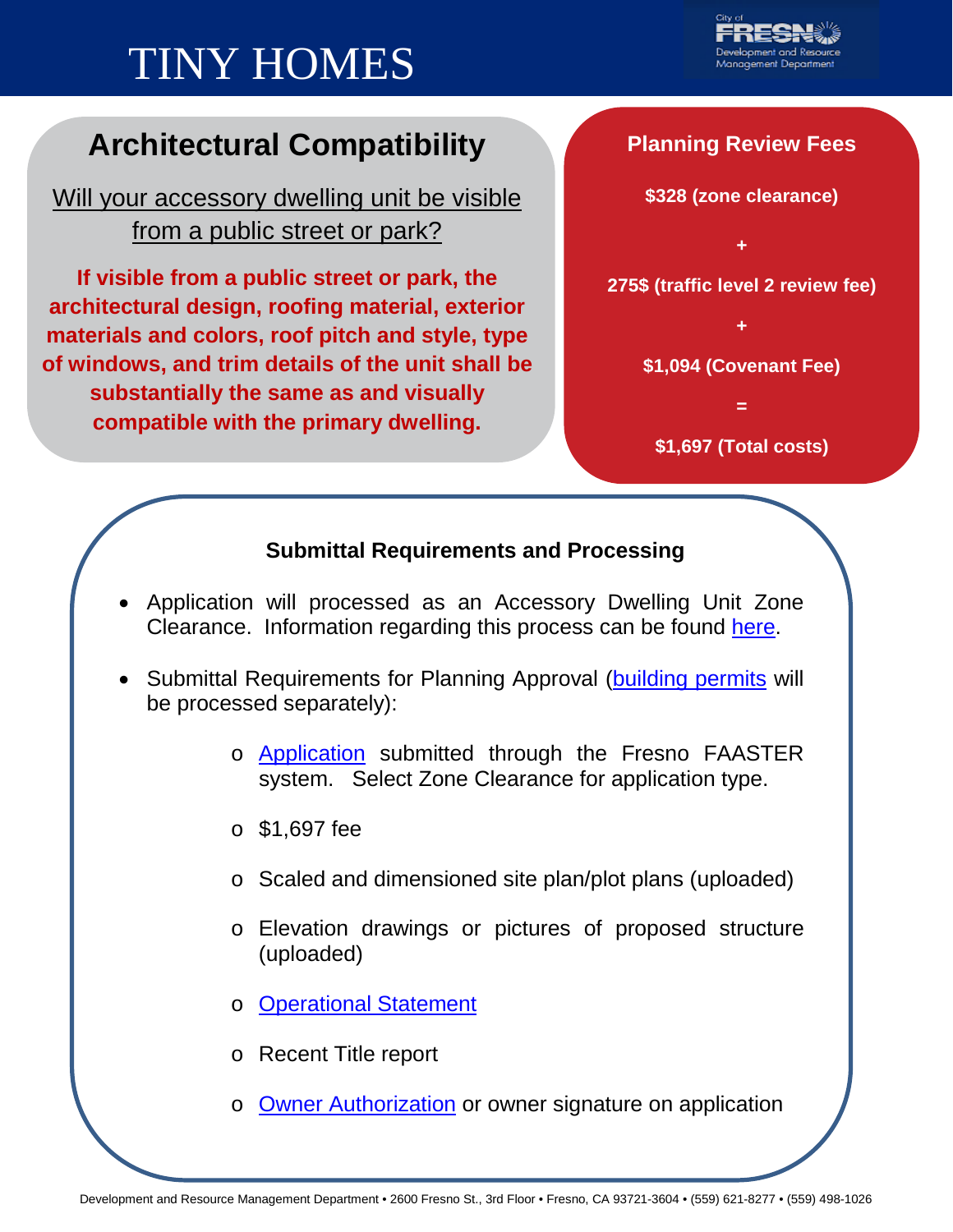# TINY HOMES

City of FRESNO Development and Resource Management Department

## Architectural Compatibility

Will your accessory dwelling unit be visible from a public street or park?

**If visible from a public street or park, the architectural design, roofing material, exterior materials and colors, roof pitch and style, type of windows, and trim details of the unit shall be substantially the same as and visually compatible with the primary dwelling.**

## Planning Review Fees

**$328 (zone clearance)**

**+**

**275$ (traffic level 2 review fee)**

**+**

**$1,094 (Covenant Fee)**

**=**

**$1,697 (Total costs)**

### Submittal Requirements and Processing

- Application will processed as an Accessory Dwelling Unit Zone Clearance. Information regarding this process can be found here.
- Submittal Requirements for Planning Approval (building permits will be processed separately):
  - Application submitted through the Fresno FAASTER system. Select Zone Clearance for application type.
  - $1,697 fee
  - Scaled and dimensioned site plan/plot plans (uploaded)
  - Elevation drawings or pictures of proposed structure (uploaded)
  - Operational Statement
  - Recent Title report
  - Owner Authorization or owner signature on application

Development and Resource Management Department • 2600 Fresno St., 3rd Floor • Fresno, CA 93721-3604 • (559) 621-8277 • (559) 498-1026